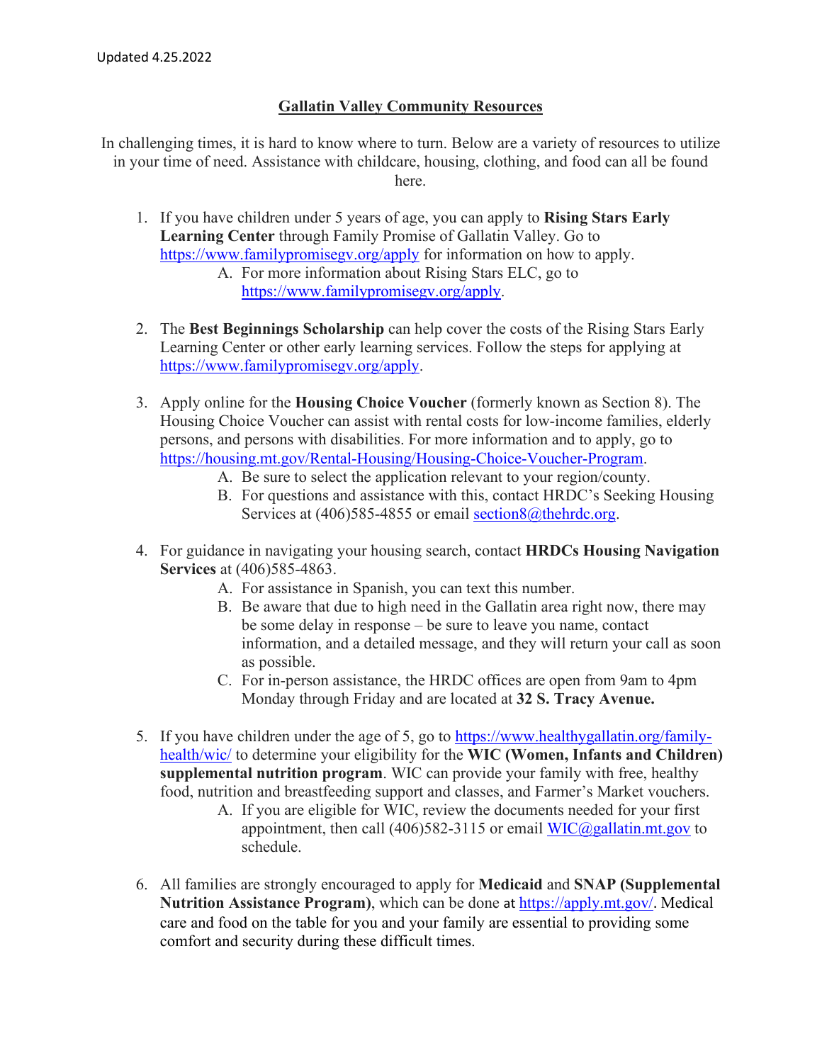Updated 4.25.2022

# Gallatin Valley Community Resources

In challenging times, it is hard to know where to turn. Below are a variety of resources to utilize in your time of need. Assistance with childcare, housing, clothing, and food can all be found here.

1. If you have children under 5 years of age, you can apply to **Rising Stars Early Learning Center** through Family Promise of Gallatin Valley. Go to https://www.familypromisegv.org/apply for information on how to apply.
    A. For more information about Rising Stars ELC, go to https://www.familypromisegv.org/apply.

2. The **Best Beginnings Scholarship** can help cover the costs of the Rising Stars Early Learning Center or other early learning services. Follow the steps for applying at https://www.familypromisegv.org/apply.

3. Apply online for the **Housing Choice Voucher** (formerly known as Section 8). The Housing Choice Voucher can assist with rental costs for low-income families, elderly persons, and persons with disabilities. For more information and to apply, go to https://housing.mt.gov/Rental-Housing/Housing-Choice-Voucher-Program.
    A. Be sure to select the application relevant to your region/county.
    B. For questions and assistance with this, contact HRDC's Seeking Housing Services at (406)585-4855 or email section8@thehrdc.org.

4. For guidance in navigating your housing search, contact **HRDCs Housing Navigation Services** at (406)585-4863.
    A. For assistance in Spanish, you can text this number.
    B. Be aware that due to high need in the Gallatin area right now, there may be some delay in response – be sure to leave you name, contact information, and a detailed message, and they will return your call as soon as possible.
    C. For in-person assistance, the HRDC offices are open from 9am to 4pm Monday through Friday and are located at **32 S. Tracy Avenue.**

5. If you have children under the age of 5, go to https://www.healthygallatin.org/family-health/wic/ to determine your eligibility for the **WIC (Women, Infants and Children) supplemental nutrition program**. WIC can provide your family with free, healthy food, nutrition and breastfeeding support and classes, and Farmer's Market vouchers.
    A. If you are eligible for WIC, review the documents needed for your first appointment, then call (406)582-3115 or email WIC@gallatin.mt.gov to schedule.

6. All families are strongly encouraged to apply for **Medicaid** and **SNAP (Supplemental Nutrition Assistance Program)**, which can be done at https://apply.mt.gov/. Medical care and food on the table for you and your family are essential to providing some comfort and security during these difficult times.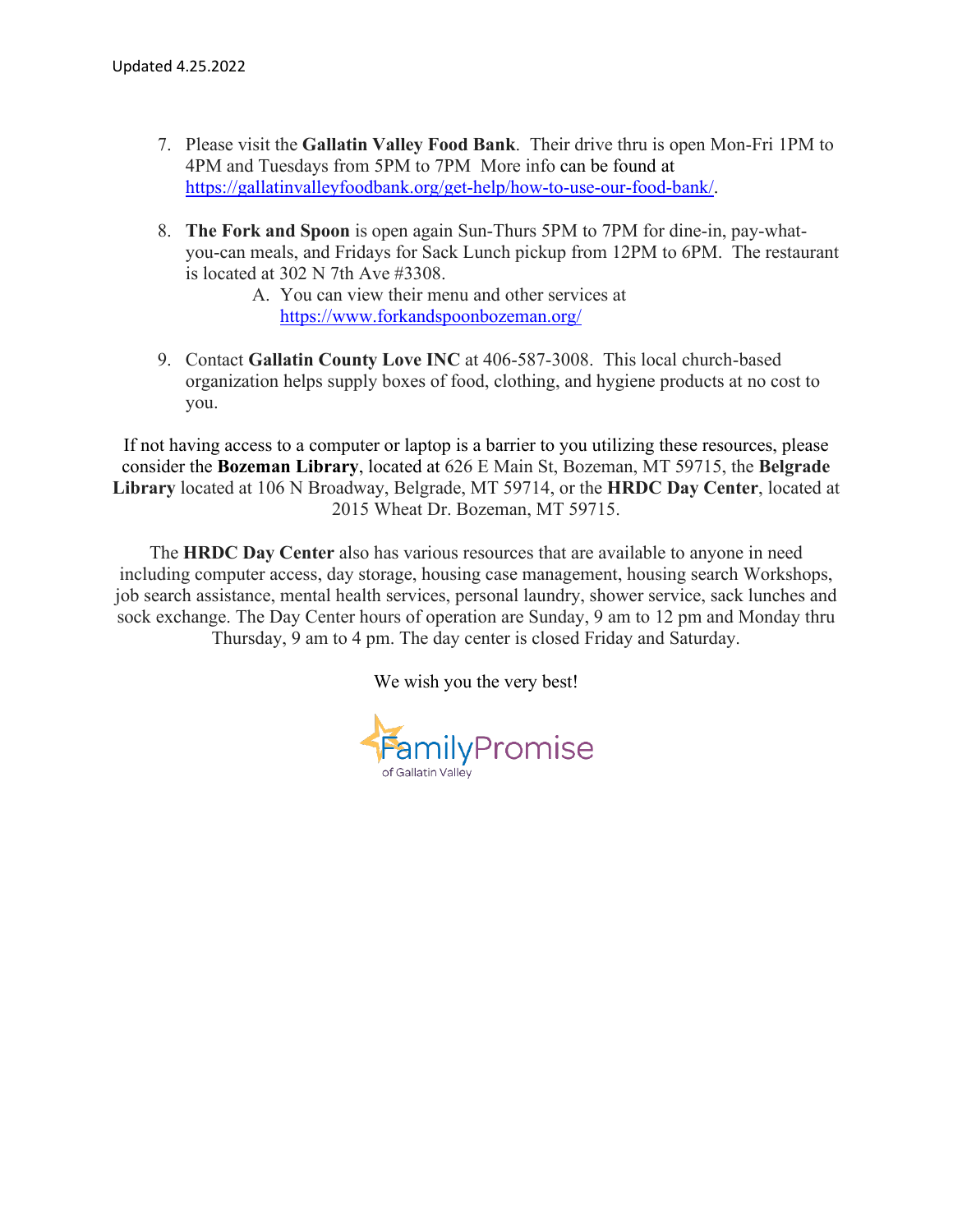Updated 4.25.2022

7. Please visit the **Gallatin Valley Food Bank**. Their drive thru is open Mon-Fri 1PM to 4PM and Tuesdays from 5PM to 7PM More info can be found at https://gallatinvalleyfoodbank.org/get-help/how-to-use-our-food-bank/.

8. **The Fork and Spoon** is open again Sun-Thurs 5PM to 7PM for dine-in, pay-what-you-can meals, and Fridays for Sack Lunch pickup from 12PM to 6PM. The restaurant is located at 302 N 7th Ave #3308.
   A. You can view their menu and other services at https://www.forkandspoonbozeman.org/

9. Contact **Gallatin County Love INC** at 406-587-3008. This local church-based organization helps supply boxes of food, clothing, and hygiene products at no cost to you.

If not having access to a computer or laptop is a barrier to you utilizing these resources, please consider the **Bozeman Library**, located at 626 E Main St, Bozeman, MT 59715, the **Belgrade Library** located at 106 N Broadway, Belgrade, MT 59714, or the **HRDC Day Center**, located at 2015 Wheat Dr. Bozeman, MT 59715.

The **HRDC Day Center** also has various resources that are available to anyone in need including computer access, day storage, housing case management, housing search Workshops, job search assistance, mental health services, personal laundry, shower service, sack lunches and sock exchange. The Day Center hours of operation are Sunday, 9 am to 12 pm and Monday thru Thursday, 9 am to 4 pm. The day center is closed Friday and Saturday.

We wish you the very best!

FamilyPromise of Gallatin Valley